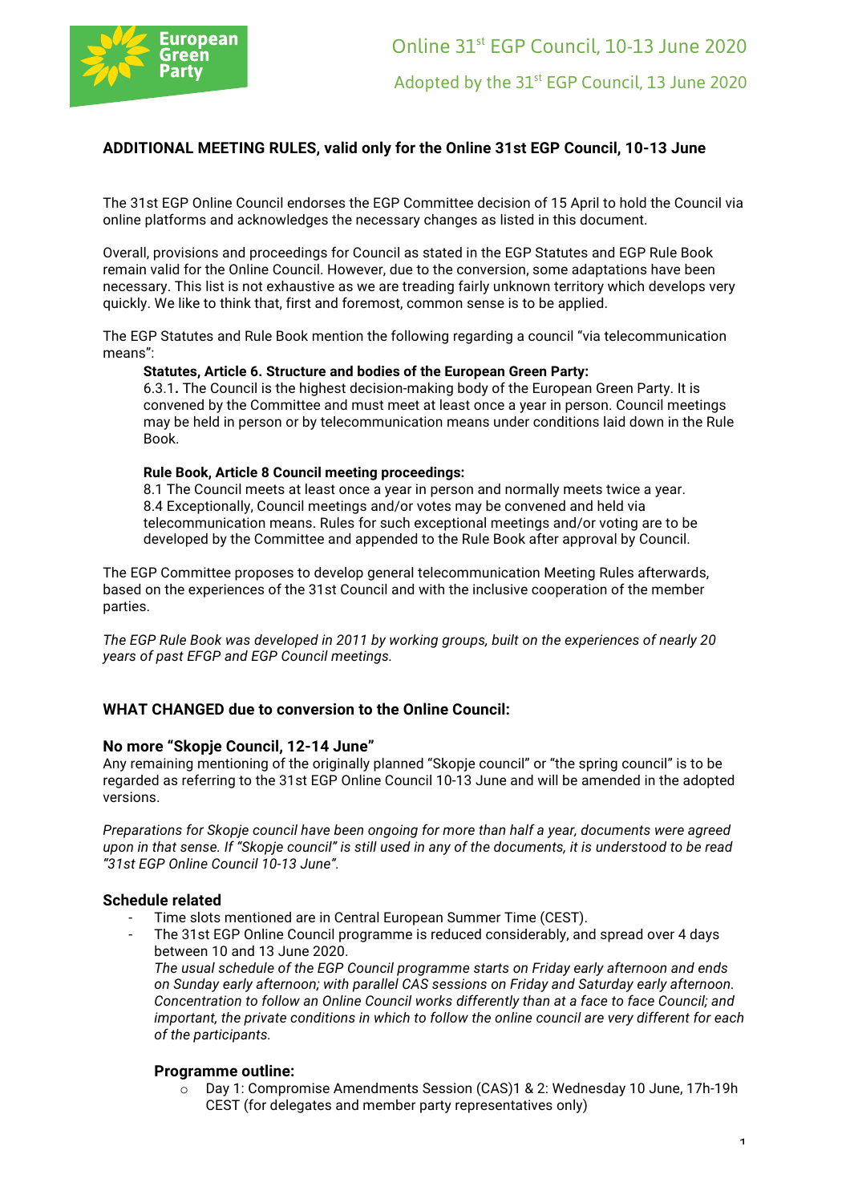Online 31st EGP Council, 10-13 June 2020

Adopted by the 31st EGP Council, 13 June 2020

## ADDITIONAL MEETING RULES, valid only for the Online 31st EGP Council, 10-13 June

The 31st EGP Online Council endorses the EGP Committee decision of 15 April to hold the Council via online platforms and acknowledges the necessary changes as listed in this document.

Overall, provisions and proceedings for Council as stated in the EGP Statutes and EGP Rule Book remain valid for the Online Council. However, due to the conversion, some adaptations have been necessary. This list is not exhaustive as we are treading fairly unknown territory which develops very quickly. We like to think that, first and foremost, common sense is to be applied.

The EGP Statutes and Rule Book mention the following regarding a council "via telecommunication means":

> **Statutes, Article 6. Structure and bodies of the European Green Party:**
> 6.3.1**.** The Council is the highest decision-making body of the European Green Party. It is convened by the Committee and must meet at least once a year in person. Council meetings may be held in person or by telecommunication means under conditions laid down in the Rule Book.
>
> **Rule Book, Article 8 Council meeting proceedings:**
> 8.1 The Council meets at least once a year in person and normally meets twice a year.
> 8.4 Exceptionally, Council meetings and/or votes may be convened and held via telecommunication means. Rules for such exceptional meetings and/or voting are to be developed by the Committee and appended to the Rule Book after approval by Council.

The EGP Committee proposes to develop general telecommunication Meeting Rules afterwards, based on the experiences of the 31st Council and with the inclusive cooperation of the member parties.

*The EGP Rule Book was developed in 2011 by working groups, built on the experiences of nearly 20 years of past EFGP and EGP Council meetings.*

## WHAT CHANGED due to conversion to the Online Council:

### No more "Skopje Council, 12-14 June"

Any remaining mentioning of the originally planned "Skopje council" or "the spring council" is to be regarded as referring to the 31st EGP Online Council 10-13 June and will be amended in the adopted versions.

*Preparations for Skopje council have been ongoing for more than half a year, documents were agreed upon in that sense. If "Skopje council" is still used in any of the documents, it is understood to be read "31st EGP Online Council 10-13 June".*

### Schedule related

- Time slots mentioned are in Central European Summer Time (CEST).
- The 31st EGP Online Council programme is reduced considerably, and spread over 4 days between 10 and 13 June 2020.
  *The usual schedule of the EGP Council programme starts on Friday early afternoon and ends on Sunday early afternoon; with parallel CAS sessions on Friday and Saturday early afternoon. Concentration to follow an Online Council works differently than at a face to face Council; and important, the private conditions in which to follow the online council are very different for each of the participants.*

#### Programme outline:

- Day 1: Compromise Amendments Session (CAS)1 & 2: Wednesday 10 June, 17h-19h CEST (for delegates and member party representatives only)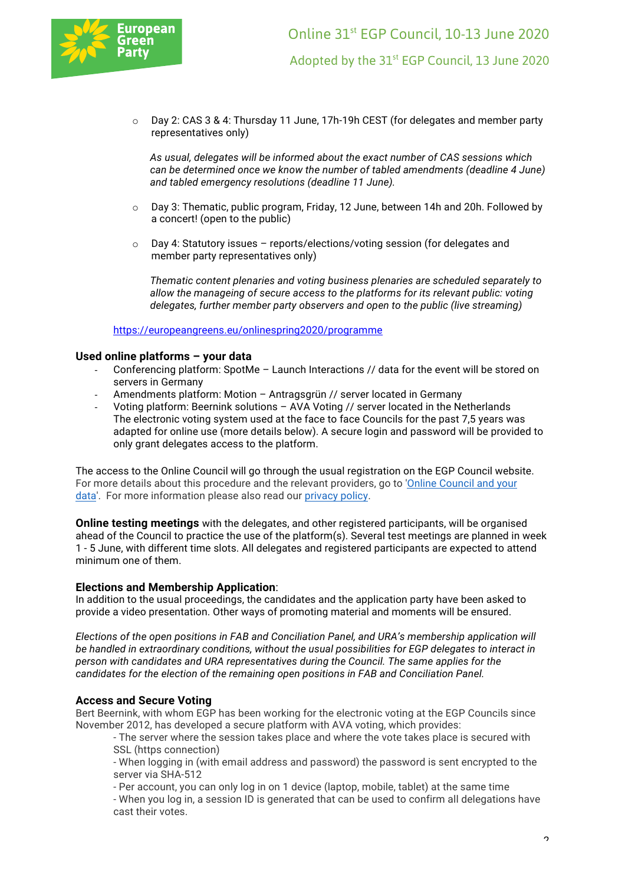- Day 2: CAS 3 & 4: Thursday 11 June, 17h-19h CEST (for delegates and member party representatives only)

  *As usual, delegates will be informed about the exact number of CAS sessions which can be determined once we know the number of tabled amendments (deadline 4 June) and tabled emergency resolutions (deadline 11 June).*

- Day 3: Thematic, public program, Friday, 12 June, between 14h and 20h. Followed by a concert! (open to the public)

- Day 4: Statutory issues – reports/elections/voting session (for delegates and member party representatives only)

  *Thematic content plenaries and voting business plenaries are scheduled separately to allow the manageing of secure access to the platforms for its relevant public: voting delegates, further member party observers and open to the public (live streaming)*

[https://europeangreens.eu/onlinespring2020/programme](https://europeangreens.eu/onlinespring2020/programme)

**Used online platforms – your data**

- Conferencing platform: SpotMe – Launch Interactions // data for the event will be stored on servers in Germany
- Amendments platform: Motion – Antragsgrün // server located in Germany
- Voting platform: Beernink solutions – AVA Voting // server located in the Netherlands
  The electronic voting system used at the face to face Councils for the past 7,5 years was adapted for online use (more details below). A secure login and password will be provided to only grant delegates access to the platform.

The access to the Online Council will go through the usual registration on the EGP Council website. For more details about this procedure and the relevant providers, go to '[Online Council and your data](#)'. For more information please also read our [privacy policy](#).

**Online testing meetings** with the delegates, and other registered participants, will be organised ahead of the Council to practice the use of the platform(s). Several test meetings are planned in week 1 - 5 June, with different time slots. All delegates and registered participants are expected to attend minimum one of them.

**Elections and Membership Application**:
In addition to the usual proceedings, the candidates and the application party have been asked to provide a video presentation. Other ways of promoting material and moments will be ensured.

*Elections of the open positions in FAB and Conciliation Panel, and URA's membership application will be handled in extraordinary conditions, without the usual possibilities for EGP delegates to interact in person with candidates and URA representatives during the Council. The same applies for the candidates for the election of the remaining open positions in FAB and Conciliation Panel.*

**Access and Secure Voting**
Bert Beernink, with whom EGP has been working for the electronic voting at the EGP Councils since November 2012, has developed a secure platform with AVA voting, which provides:

- The server where the session takes place and where the vote takes place is secured with SSL (https connection)
- When logging in (with email address and password) the password is sent encrypted to the server via SHA-512
- Per account, you can only log in on 1 device (laptop, mobile, tablet) at the same time
- When you log in, a session ID is generated that can be used to confirm all delegations have cast their votes.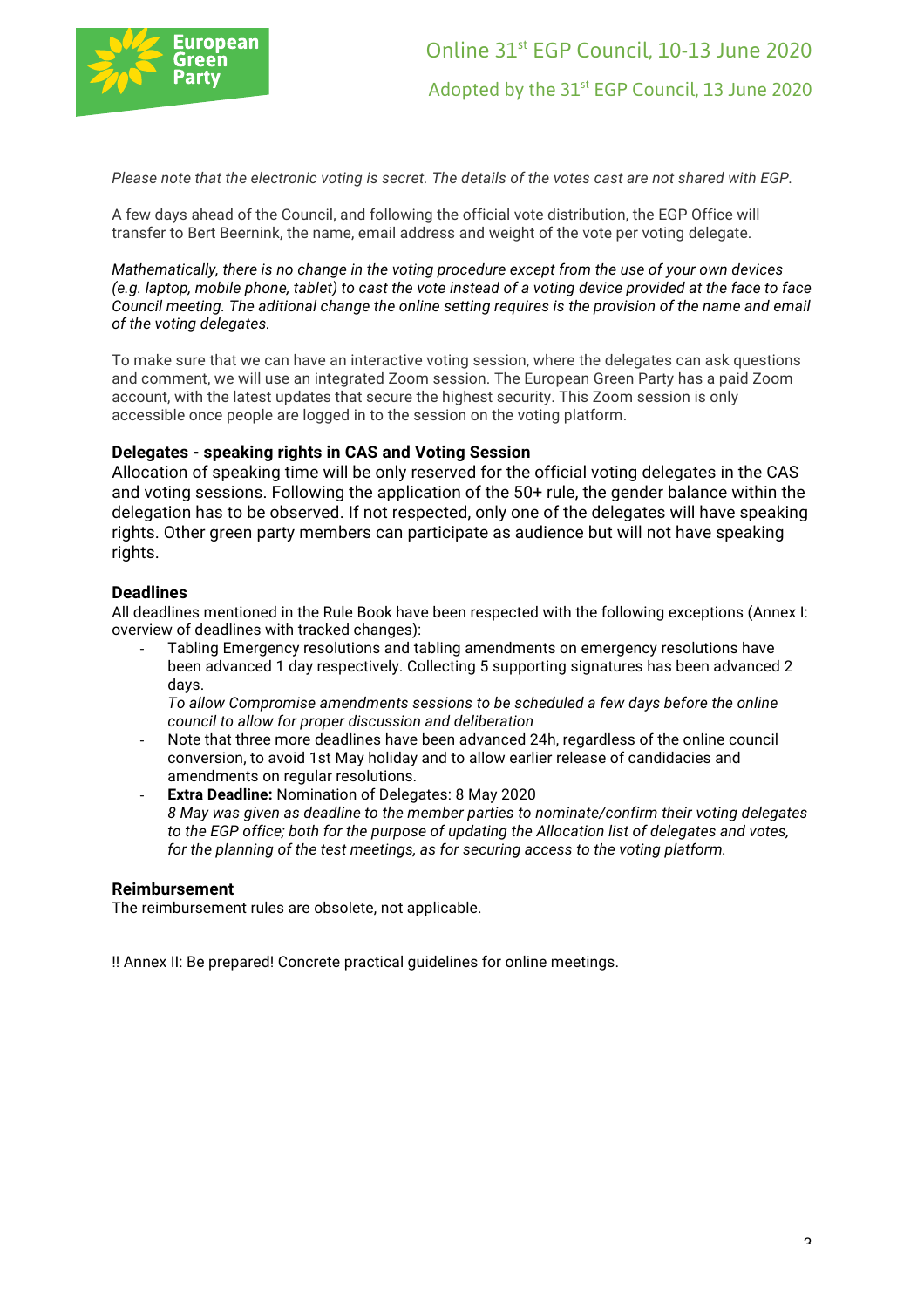*Please note that the electronic voting is secret. The details of the votes cast are not shared with EGP.*

A few days ahead of the Council, and following the official vote distribution, the EGP Office will transfer to Bert Beernink, the name, email address and weight of the vote per voting delegate.

*Mathematically, there is no change in the voting procedure except from the use of your own devices (e.g. laptop, mobile phone, tablet) to cast the vote instead of a voting device provided at the face to face Council meeting. The aditional change the online setting requires is the provision of the name and email of the voting delegates.*

To make sure that we can have an interactive voting session, where the delegates can ask questions and comment, we will use an integrated Zoom session. The European Green Party has a paid Zoom account, with the latest updates that secure the highest security. This Zoom session is only accessible once people are logged in to the session on the voting platform.

**Delegates - speaking rights in CAS and Voting Session**

Allocation of speaking time will be only reserved for the official voting delegates in the CAS and voting sessions. Following the application of the 50+ rule, the gender balance within the delegation has to be observed. If not respected, only one of the delegates will have speaking rights. Other green party members can participate as audience but will not have speaking rights.

**Deadlines**

All deadlines mentioned in the Rule Book have been respected with the following exceptions (Annex I: overview of deadlines with tracked changes):

- Tabling Emergency resolutions and tabling amendments on emergency resolutions have been advanced 1 day respectively. Collecting 5 supporting signatures has been advanced 2 days.
  *To allow Compromise amendments sessions to be scheduled a few days before the online council to allow for proper discussion and deliberation*
- Note that three more deadlines have been advanced 24h, regardless of the online council conversion, to avoid 1st May holiday and to allow earlier release of candidacies and amendments on regular resolutions.
- **Extra Deadline:** Nomination of Delegates: 8 May 2020
  *8 May was given as deadline to the member parties to nominate/confirm their voting delegates to the EGP office; both for the purpose of updating the Allocation list of delegates and votes, for the planning of the test meetings, as for securing access to the voting platform.*

**Reimbursement**

The reimbursement rules are obsolete, not applicable.

!! Annex II: Be prepared! Concrete practical guidelines for online meetings.